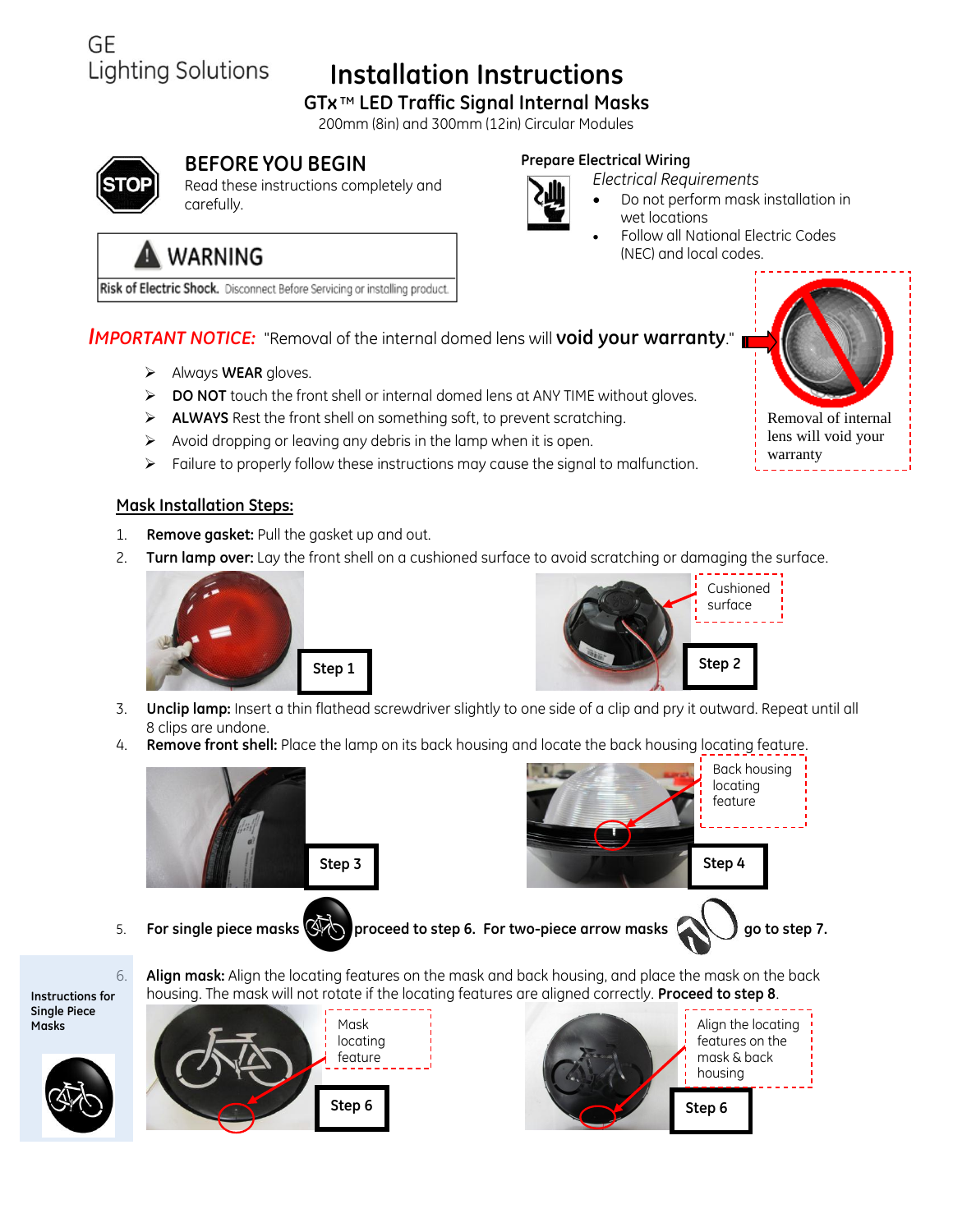GE
Lighting Solutions

# Installation Instructions

## GTx™ LED Traffic Signal Internal Masks

200mm (8in) and 300mm (12in) Circular Modules

## BEFORE YOU BEGIN

Read these instructions completely and carefully.

**WARNING**

**Risk of Electric Shock.** Disconnect Before Servicing or installing product.

### Prepare Electrical Wiring

*Electrical Requirements*

- Do not perform mask installation in wet locations
- Follow all National Electric Codes (NEC) and local codes.

***IMPORTANT NOTICE:*** "Removal of the internal domed lens will **void your warranty**."

Removal of internal lens will void your warranty

- Always **WEAR** gloves.
- **DO NOT** touch the front shell or internal domed lens at ANY TIME without gloves.
- **ALWAYS** Rest the front shell on something soft, to prevent scratching.
- Avoid dropping or leaving any debris in the lamp when it is open.
- Failure to properly follow these instructions may cause the signal to malfunction.

### Mask Installation Steps:

1. **Remove gasket:** Pull the gasket up and out.
2. **Turn lamp over:** Lay the front shell on a cushioned surface to avoid scratching or damaging the surface.

Step 1

Cushioned surface

Step 2

3. **Unclip lamp:** Insert a thin flathead screwdriver slightly to one side of a clip and pry it outward. Repeat until all 8 clips are undone.
4. **Remove front shell:** Place the lamp on its back housing and locate the back housing locating feature.

Step 3

Back housing locating feature

Step 4

5. **For single piece masks** proceed to step 6. **For two-piece arrow masks** go to step 7.

**Instructions for Single Piece Masks**

6. **Align mask:** Align the locating features on the mask and back housing, and place the mask on the back housing. The mask will not rotate if the locating features are aligned correctly. **Proceed to step 8**.

Mask locating feature

Step 6

Align the locating features on the mask & back housing

Step 6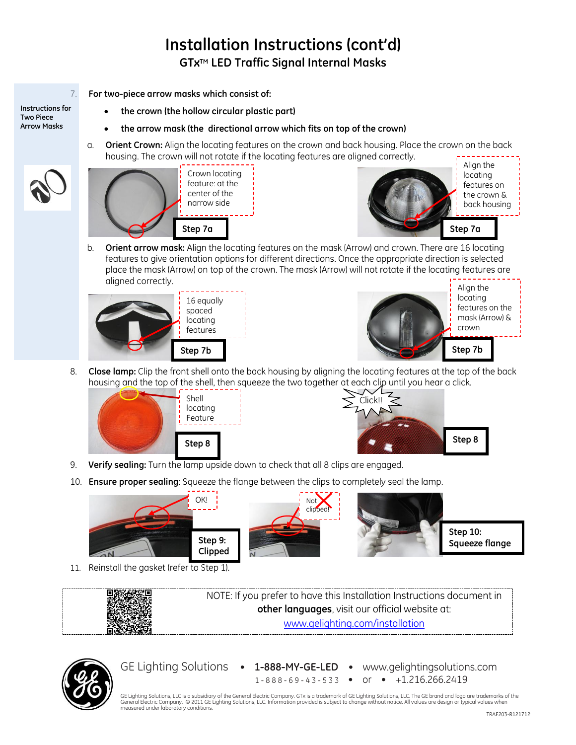# Installation Instructions (cont'd)

## GTx™ LED Traffic Signal Internal Masks

**Instructions for Two Piece Arrow Masks**

7. **For two-piece arrow masks which consist of:**
   - **the crown (the hollow circular plastic part)**
   - **the arrow mask (the directional arrow which fits on top of the crown)**

   a. **Orient Crown:** Align the locating features on the crown and back housing. Place the crown on the back housing. The crown will not rotate if the locating features are aligned correctly.

   Crown locating feature: at the center of the narrow side

   **Step 7a**

   Align the locating features on the crown & back housing

   **Step 7a**

   b. **Orient arrow mask:** Align the locating features on the mask (Arrow) and crown. There are 16 locating features to give orientation options for different directions. Once the appropriate direction is selected place the mask (Arrow) on top of the crown. The mask (Arrow) will not rotate if the locating features are aligned correctly.

   16 equally spaced locating features

   **Step 7b**

   Align the locating features on the mask (Arrow) & crown

   **Step 7b**

8. **Close lamp:** Clip the front shell onto the back housing by aligning the locating features at the top of the back housing and the top of the shell, then squeeze the two together at each clip until you hear a click.

   Shell locating Feature

   **Step 8**

   Click!!

   **Step 8**

9. **Verify sealing:** Turn the lamp upside down to check that all 8 clips are engaged.

10. **Ensure proper sealing**: Squeeze the flange between the clips to completely seal the lamp.

    OK!

    **Step 9: Clipped**

    Not clipped!

    **Step 10: Squeeze flange**

11. Reinstall the gasket (refer to Step 1).

NOTE: If you prefer to have this Installation Instructions document in **other languages**, visit our official website at: www.gelighting.com/installation

GE Lighting Solutions • **1-888-MY-GE-LED** • www.gelightingsolutions.com
1-888-69-43-533 • or • +1.216.266.2419

GE Lighting Solutions, LLC is a subsidiary of the General Electric Company. GTx is a trademark of GE Lighting Solutions, LLC. The GE brand and logo are trademarks of the General Electric Company. © 2011 GE Lighting Solutions, LLC. Information provided is subject to change without notice. All values are design or typical values when measured under laboratory conditions.

TRAF203-R121712